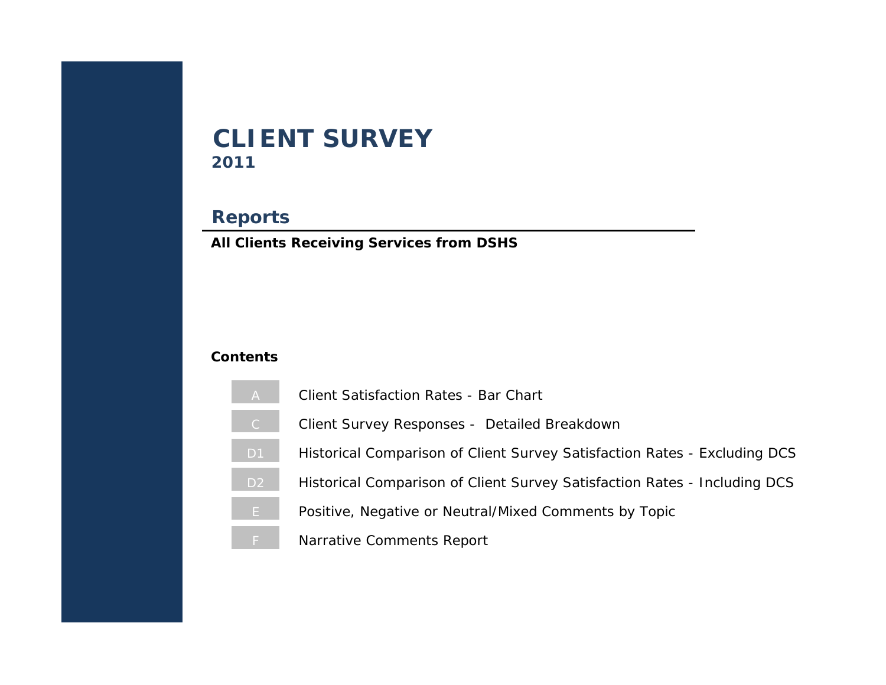# CLIENT SURVEY

**2011**

## Reports

**All Clients Receiving Services from DSHS**

**Contents**

| | |
|---|---|
| A | Client Satisfaction Rates - Bar Chart |
| C | Client Survey Responses - Detailed Breakdown |
| D1 | Historical Comparison of Client Survey Satisfaction Rates - Excluding DCS |
| D2 | Historical Comparison of Client Survey Satisfaction Rates - Including DCS |
| E | Positive, Negative or Neutral/Mixed Comments by Topic |
| F | Narrative Comments Report |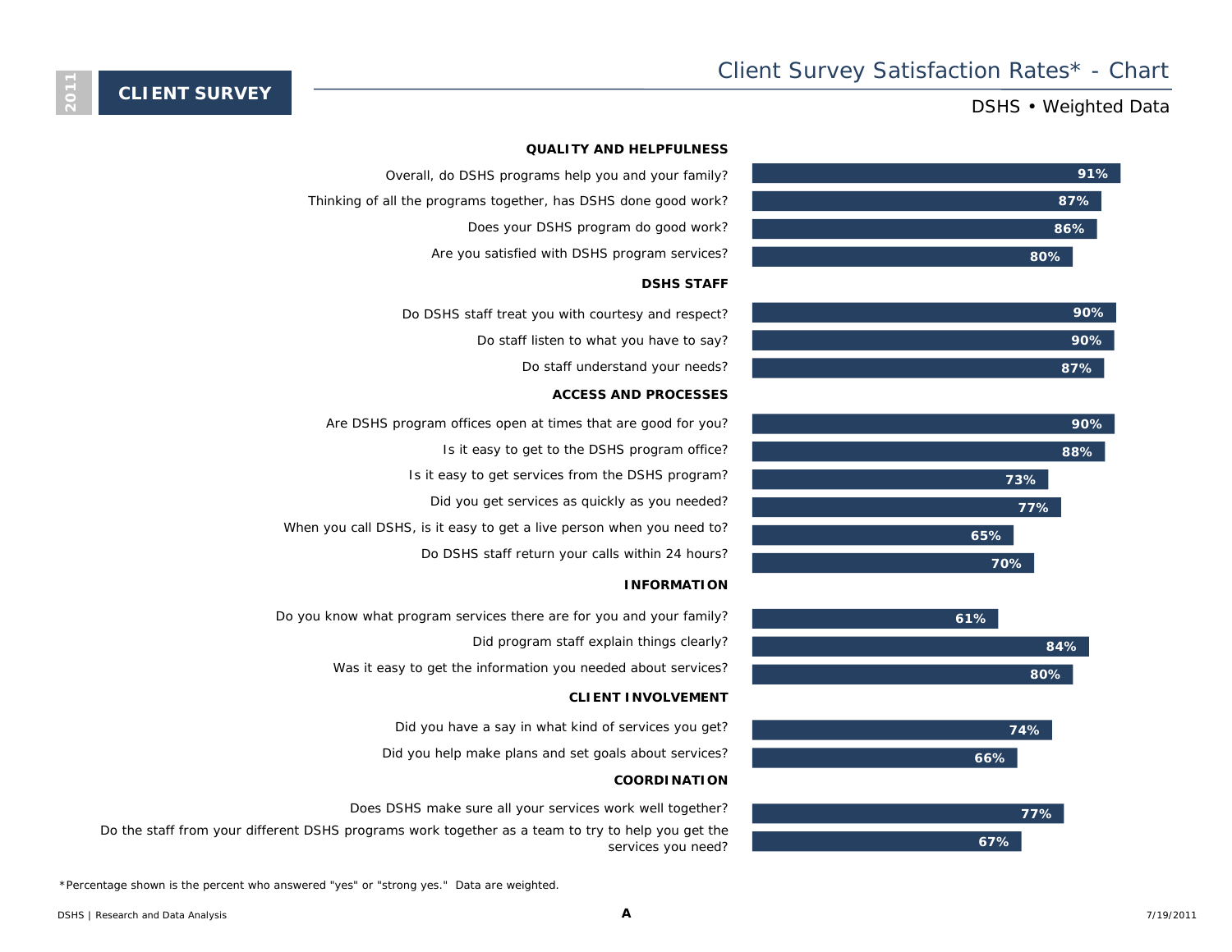2011

**CLIENT SURVEY**

# Client Survey Satisfaction Rates* - Chart

DSHS • Weighted Data

| Question | Percent |
|---|---|
| **QUALITY AND HELPFULNESS** | |
| Overall, do DSHS programs help you and your family? | 91% |
| Thinking of all the programs together, has DSHS done good work? | 87% |
| Does your DSHS program do good work? | 86% |
| Are you satisfied with DSHS program services? | 80% |
| **DSHS STAFF** | |
| Do DSHS staff treat you with courtesy and respect? | 90% |
| Do staff listen to what you have to say? | 90% |
| Do staff understand your needs? | 87% |
| **ACCESS AND PROCESSES** | |
| Are DSHS program offices open at times that are good for you? | 90% |
| Is it easy to get to the DSHS program office? | 88% |
| Is it easy to get services from the DSHS program? | 73% |
| Did you get services as quickly as you needed? | 77% |
| When you call DSHS, is it easy to get a live person when you need to? | 65% |
| Do DSHS staff return your calls within 24 hours? | 70% |
| **INFORMATION** | |
| Do you know what program services there are for you and your family? | 61% |
| Did program staff explain things clearly? | 84% |
| Was it easy to get the information you needed about services? | 80% |
| **CLIENT INVOLVEMENT** | |
| Did you have a say in what kind of services you get? | 74% |
| Did you help make plans and set goals about services? | 66% |
| **COORDINATION** | |
| Does DSHS make sure all your services work well together? | 77% |
| Do the staff from your different DSHS programs work together as a team to try to help you get the services you need? | 67% |

*Percentage shown is the percent who answered "yes" or "strong yes." Data are weighted.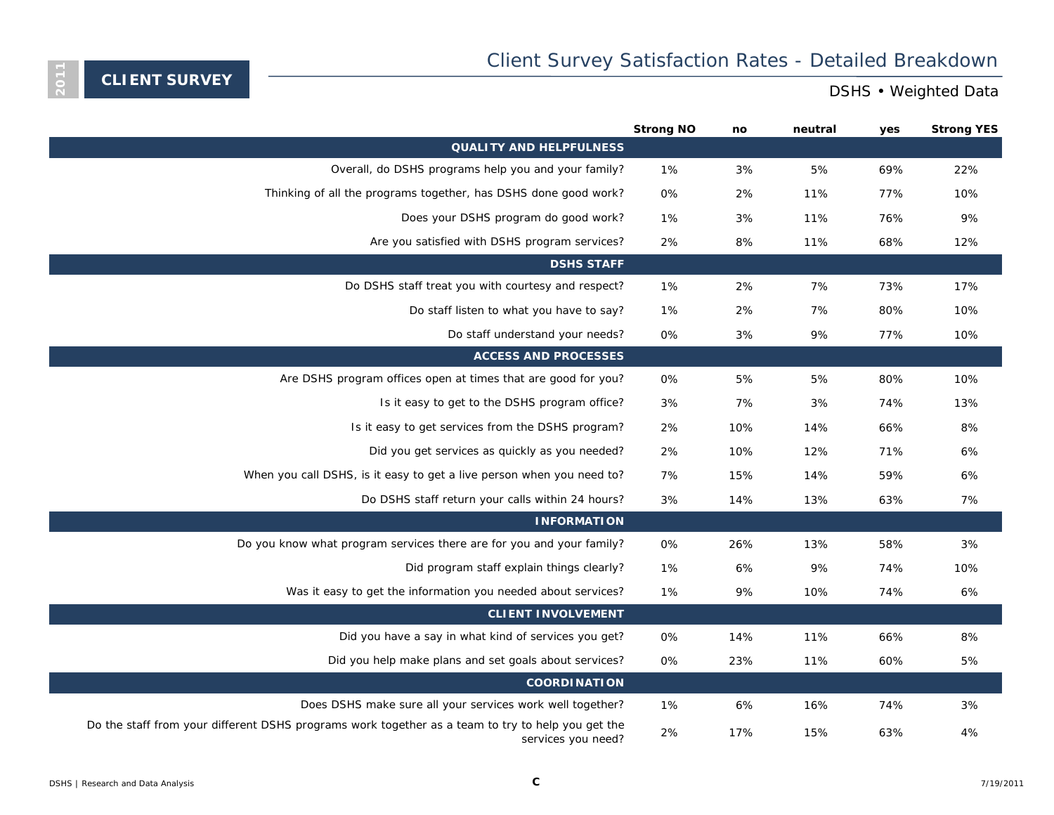2011 **CLIENT SURVEY**

# Client Survey Satisfaction Rates - Detailed Breakdown

DSHS • Weighted Data

| | Strong NO | no | neutral | yes | Strong YES |
|---|---|---|---|---|---|
| **QUALITY AND HELPFULNESS** | | | | | |
| Overall, do DSHS programs help you and your family? | 1% | 3% | 5% | 69% | 22% |
| Thinking of all the programs together, has DSHS done good work? | 0% | 2% | 11% | 77% | 10% |
| Does your DSHS program do good work? | 1% | 3% | 11% | 76% | 9% |
| Are you satisfied with DSHS program services? | 2% | 8% | 11% | 68% | 12% |
| **DSHS STAFF** | | | | | |
| Do DSHS staff treat you with courtesy and respect? | 1% | 2% | 7% | 73% | 17% |
| Do staff listen to what you have to say? | 1% | 2% | 7% | 80% | 10% |
| Do staff understand your needs? | 0% | 3% | 9% | 77% | 10% |
| **ACCESS AND PROCESSES** | | | | | |
| Are DSHS program offices open at times that are good for you? | 0% | 5% | 5% | 80% | 10% |
| Is it easy to get to the DSHS program office? | 3% | 7% | 3% | 74% | 13% |
| Is it easy to get services from the DSHS program? | 2% | 10% | 14% | 66% | 8% |
| Did you get services as quickly as you needed? | 2% | 10% | 12% | 71% | 6% |
| When you call DSHS, is it easy to get a live person when you need to? | 7% | 15% | 14% | 59% | 6% |
| Do DSHS staff return your calls within 24 hours? | 3% | 14% | 13% | 63% | 7% |
| **INFORMATION** | | | | | |
| Do you know what program services there are for you and your family? | 0% | 26% | 13% | 58% | 3% |
| Did program staff explain things clearly? | 1% | 6% | 9% | 74% | 10% |
| Was it easy to get the information you needed about services? | 1% | 9% | 10% | 74% | 6% |
| **CLIENT INVOLVEMENT** | | | | | |
| Did you have a say in what kind of services you get? | 0% | 14% | 11% | 66% | 8% |
| Did you help make plans and set goals about services? | 0% | 23% | 11% | 60% | 5% |
| **COORDINATION** | | | | | |
| Does DSHS make sure all your services work well together? | 1% | 6% | 16% | 74% | 3% |
| Do the staff from your different DSHS programs work together as a team to try to help you get the services you need? | 2% | 17% | 15% | 63% | 4% |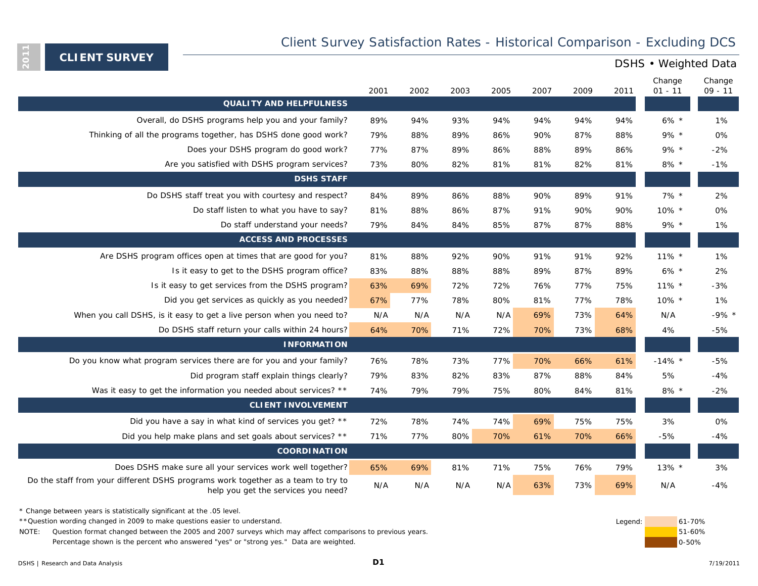2011 **CLIENT SURVEY**

# Client Survey Satisfaction Rates - Historical Comparison - Excluding DCS

DSHS • Weighted Data

| | 2001 | 2002 | 2003 | 2005 | 2007 | 2009 | 2011 | Change 01 - 11 | Change 09 - 11 |
|---|---|---|---|---|---|---|---|---|---|
| **QUALITY AND HELPFULNESS** | | | | | | | | | |
| Overall, do DSHS programs help you and your family? | 89% | 94% | 93% | 94% | 94% | 94% | 94% | 6% * | 1% |
| Thinking of all the programs together, has DSHS done good work? | 79% | 88% | 89% | 86% | 90% | 87% | 88% | 9% * | 0% |
| Does your DSHS program do good work? | 77% | 87% | 89% | 86% | 88% | 89% | 86% | 9% * | -2% |
| Are you satisfied with DSHS program services? | 73% | 80% | 82% | 81% | 81% | 82% | 81% | 8% * | -1% |
| **DSHS STAFF** | | | | | | | | | |
| Do DSHS staff treat you with courtesy and respect? | 84% | 89% | 86% | 88% | 90% | 89% | 91% | 7% * | 2% |
| Do staff listen to what you have to say? | 81% | 88% | 86% | 87% | 91% | 90% | 90% | 10% * | 0% |
| Do staff understand your needs? | 79% | 84% | 84% | 85% | 87% | 87% | 88% | 9% * | 1% |
| **ACCESS AND PROCESSES** | | | | | | | | | |
| Are DSHS program offices open at times that are good for you? | 81% | 88% | 92% | 90% | 91% | 91% | 92% | 11% * | 1% |
| Is it easy to get to the DSHS program office? | 83% | 88% | 88% | 88% | 89% | 87% | 89% | 6% * | 2% |
| Is it easy to get services from the DSHS program? | 63% | 69% | 72% | 72% | 76% | 77% | 75% | 11% * | -3% |
| Did you get services as quickly as you needed? | 67% | 77% | 78% | 80% | 81% | 77% | 78% | 10% * | 1% |
| When you call DSHS, is it easy to get a live person when you need to? | N/A | N/A | N/A | N/A | 69% | 73% | 64% | N/A | -9% * |
| Do DSHS staff return your calls within 24 hours? | 64% | 70% | 71% | 72% | 70% | 73% | 68% | 4% | -5% |
| **INFORMATION** | | | | | | | | | |
| Do you know what program services there are for you and your family? | 76% | 78% | 73% | 77% | 70% | 66% | 61% | -14% * | -5% |
| Did program staff explain things clearly? | 79% | 83% | 82% | 83% | 87% | 88% | 84% | 5% | -4% |
| Was it easy to get the information you needed about services? ** | 74% | 79% | 79% | 75% | 80% | 84% | 81% | 8% * | -2% |
| **CLIENT INVOLVEMENT** | | | | | | | | | |
| Did you have a say in what kind of services you get? ** | 72% | 78% | 74% | 74% | 69% | 75% | 75% | 3% | 0% |
| Did you help make plans and set goals about services? ** | 71% | 77% | 80% | 70% | 61% | 70% | 66% | -5% | -4% |
| **COORDINATION** | | | | | | | | | |
| Does DSHS make sure all your services work well together? | 65% | 69% | 81% | 71% | 75% | 76% | 79% | 13% * | 3% |
| Do the staff from your different DSHS programs work together as a team to try to help you get the services you need? | N/A | N/A | N/A | N/A | 63% | 73% | 69% | N/A | -4% |

\* Change between years is statistically significant at the .05 level.

** Question wording changed in 2009 to make questions easier to understand.

NOTE: Question format changed between the 2005 and 2007 surveys which may affect comparisons to previous years. Percentage shown is the percent who answered "yes" or "strong yes." Data are weighted.

Legend: 61-70% | 51-60% | 0-50%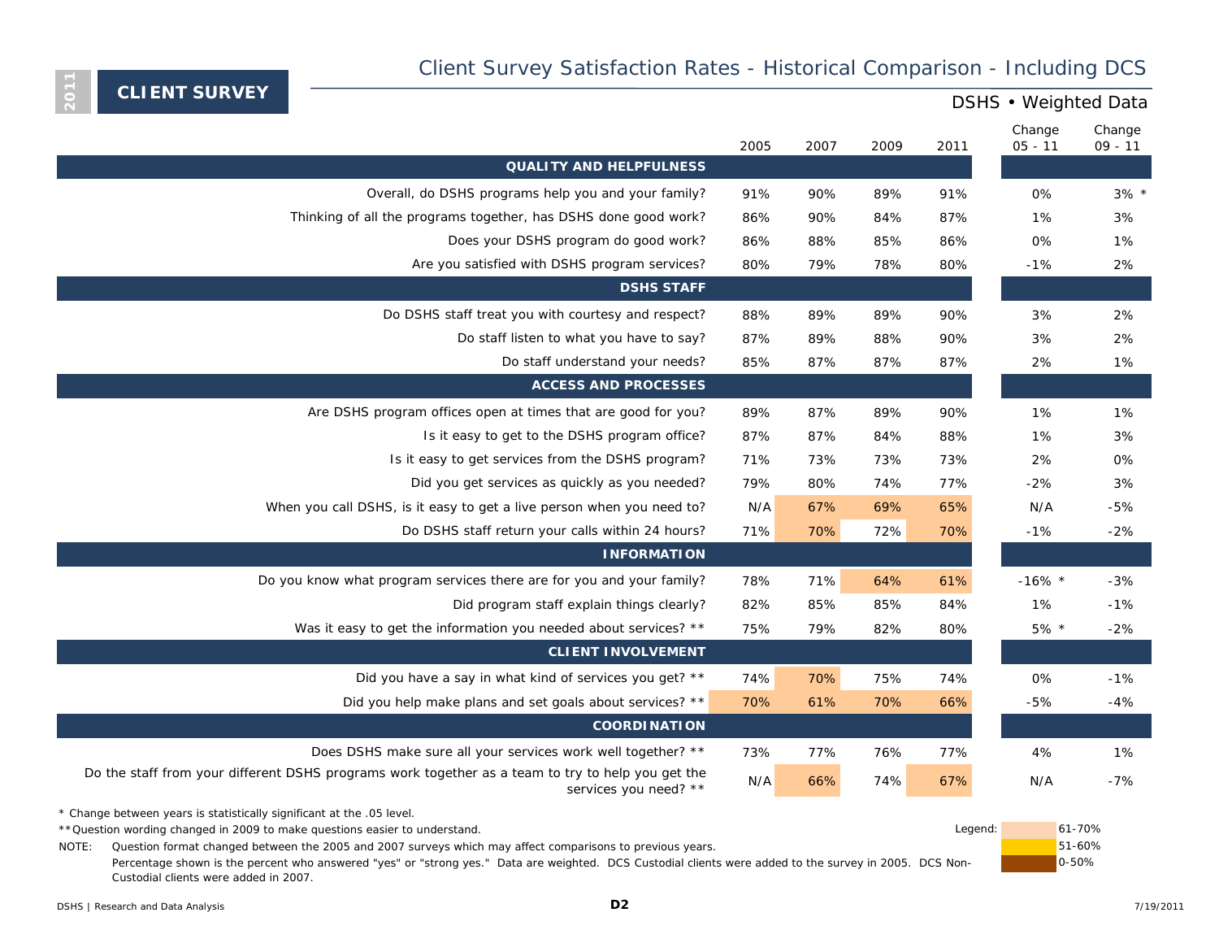**CLIENT SURVEY**

# Client Survey Satisfaction Rates - Historical Comparison - Including DCS

DSHS • Weighted Data

| | 2005 | 2007 | 2009 | 2011 | Change 05 - 11 | Change 09 - 11 |
|---|---|---|---|---|---|---|
| **QUALITY AND HELPFULNESS** | | | | | | |
| Overall, do DSHS programs help you and your family? | 91% | 90% | 89% | 91% | 0% | 3% * |
| Thinking of all the programs together, has DSHS done good work? | 86% | 90% | 84% | 87% | 1% | 3% |
| Does your DSHS program do good work? | 86% | 88% | 85% | 86% | 0% | 1% |
| Are you satisfied with DSHS program services? | 80% | 79% | 78% | 80% | -1% | 2% |
| **DSHS STAFF** | | | | | | |
| Do DSHS staff treat you with courtesy and respect? | 88% | 89% | 89% | 90% | 3% | 2% |
| Do staff listen to what you have to say? | 87% | 89% | 88% | 90% | 3% | 2% |
| Do staff understand your needs? | 85% | 87% | 87% | 87% | 2% | 1% |
| **ACCESS AND PROCESSES** | | | | | | |
| Are DSHS program offices open at times that are good for you? | 89% | 87% | 89% | 90% | 1% | 1% |
| Is it easy to get to the DSHS program office? | 87% | 87% | 84% | 88% | 1% | 3% |
| Is it easy to get services from the DSHS program? | 71% | 73% | 73% | 73% | 2% | 0% |
| Did you get services as quickly as you needed? | 79% | 80% | 74% | 77% | -2% | 3% |
| When you call DSHS, is it easy to get a live person when you need to? | N/A | 67% | 69% | 65% | N/A | -5% |
| Do DSHS staff return your calls within 24 hours? | 71% | 70% | 72% | 70% | -1% | -2% |
| **INFORMATION** | | | | | | |
| Do you know what program services there are for you and your family? | 78% | 71% | 64% | 61% | -16% * | -3% |
| Did program staff explain things clearly? | 82% | 85% | 85% | 84% | 1% | -1% |
| Was it easy to get the information you needed about services? ** | 75% | 79% | 82% | 80% | 5% * | -2% |
| **CLIENT INVOLVEMENT** | | | | | | |
| Did you have a say in what kind of services you get? ** | 74% | 70% | 75% | 74% | 0% | -1% |
| Did you help make plans and set goals about services? ** | 70% | 61% | 70% | 66% | -5% | -4% |
| **COORDINATION** | | | | | | |
| Does DSHS make sure all your services work well together? ** | 73% | 77% | 76% | 77% | 4% | 1% |
| Do the staff from your different DSHS programs work together as a team to try to help you get the services you need? ** | N/A | 66% | 74% | 67% | N/A | -7% |

Legend: 61-70% / 51-60% / 0-50%

\* Change between years is statistically significant at the .05 level.

** Question wording changed in 2009 to make questions easier to understand.

NOTE: Question format changed between the 2005 and 2007 surveys which may affect comparisons to previous years.
Percentage shown is the percent who answered "yes" or "strong yes." Data are weighted. DCS Custodial clients were added to the survey in 2005. DCS Non-Custodial clients were added in 2007.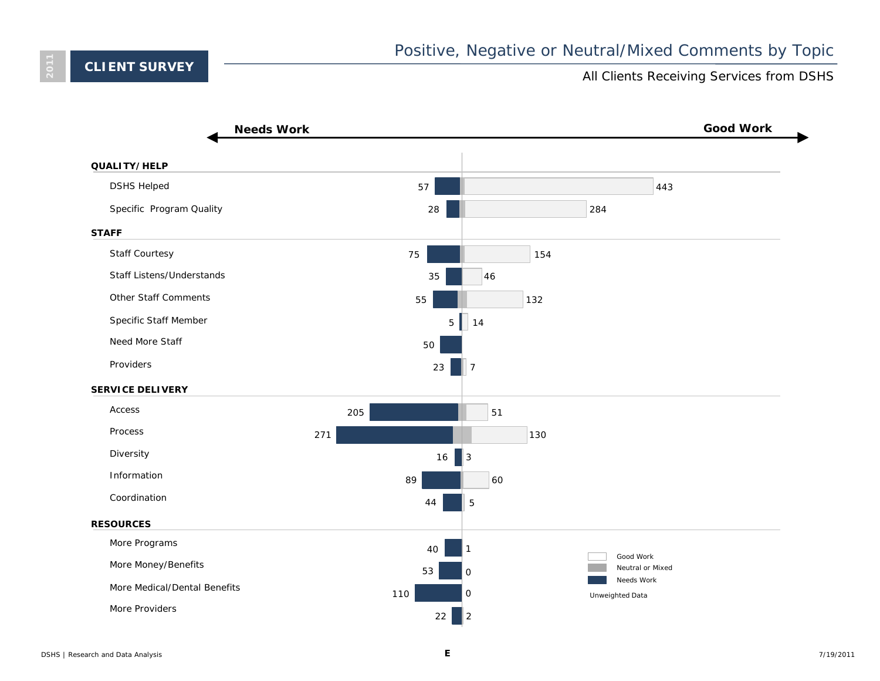2011

**CLIENT SURVEY**

# Positive, Negative or Neutral/Mixed Comments by Topic

All Clients Receiving Services from DSHS

**Needs Work** ← → **Good Work**

| Topic | Needs Work | Good Work |
|---|---|---|
| **QUALITY/HELP** | | |
| DSHS Helped | 57 | 443 |
| Specific Program Quality | 28 | 284 |
| **STAFF** | | |
| Staff Courtesy | 75 | 154 |
| Staff Listens/Understands | 35 | 46 |
| Other Staff Comments | 55 | 132 |
| Specific Staff Member | 5 | 14 |
| Need More Staff | 50 | |
| Providers | 23 | 7 |
| **SERVICE DELIVERY** | | |
| Access | 205 | 51 |
| Process | 271 | 130 |
| Diversity | 16 | 3 |
| Information | 89 | 60 |
| Coordination | 44 | 5 |
| **RESOURCES** | | |
| More Programs | 40 | 1 |
| More Money/Benefits | 53 | 0 |
| More Medical/Dental Benefits | 110 | 0 |
| More Providers | 22 | 2 |

Legend: Good Work; Neutral or Mixed; Needs Work

Unweighted Data

DSHS | Research and Data Analysis

E

7/19/2011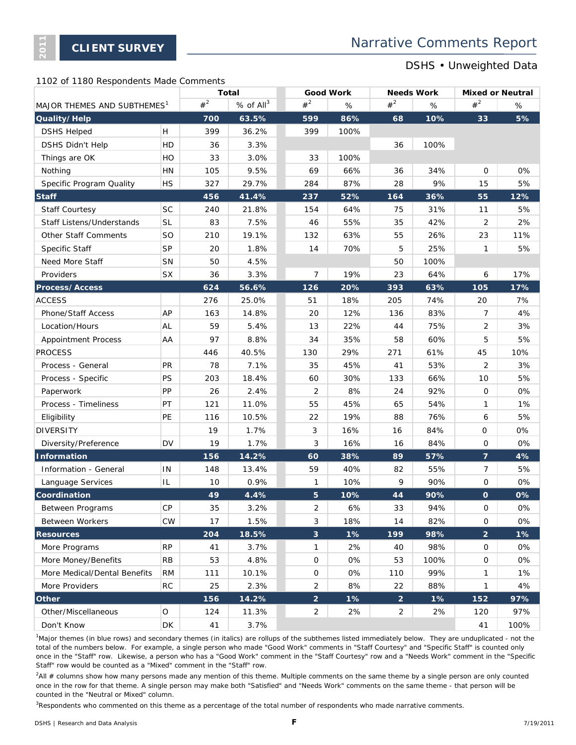2011 **CLIENT SURVEY**

# Narrative Comments Report

DSHS • Unweighted Data

1102 of 1180 Respondents Made Comments

| MAJOR THEMES AND SUBTHEMES[1] | | Total | | Good Work | | Needs Work | | Mixed or Neutral | |
|---|---|---|---|---|---|---|---|---|---|
| | | #[2] | % of All[3] | #[2] | % | #[2] | % | #[2] | % |
| **Quality/Help** | | **700** | **63.5%** | **599** | **86%** | **68** | **10%** | **33** | **5%** |
| DSHS Helped | H | 399 | 36.2% | 399 | 100% | | | | |
| DSHS Didn't Help | HD | 36 | 3.3% | | | 36 | 100% | | |
| Things are OK | HO | 33 | 3.0% | 33 | 100% | | | | |
| Nothing | HN | 105 | 9.5% | 69 | 66% | 36 | 34% | 0 | 0% |
| Specific Program Quality | HS | 327 | 29.7% | 284 | 87% | 28 | 9% | 15 | 5% |
| **Staff** | | **456** | **41.4%** | **237** | **52%** | **164** | **36%** | **55** | **12%** |
| Staff Courtesy | SC | 240 | 21.8% | 154 | 64% | 75 | 31% | 11 | 5% |
| Staff Listens/Understands | SL | 83 | 7.5% | 46 | 55% | 35 | 42% | 2 | 2% |
| Other Staff Comments | SO | 210 | 19.1% | 132 | 63% | 55 | 26% | 23 | 11% |
| Specific Staff | SP | 20 | 1.8% | 14 | 70% | 5 | 25% | 1 | 5% |
| Need More Staff | SN | 50 | 4.5% | | | 50 | 100% | | |
| Providers | SX | 36 | 3.3% | 7 | 19% | 23 | 64% | 6 | 17% |
| **Process/Access** | | **624** | **56.6%** | **126** | **20%** | **393** | **63%** | **105** | **17%** |
| *ACCESS* | | 276 | 25.0% | 51 | 18% | 205 | 74% | 20 | 7% |
| Phone/Staff Access | AP | 163 | 14.8% | 20 | 12% | 136 | 83% | 7 | 4% |
| Location/Hours | AL | 59 | 5.4% | 13 | 22% | 44 | 75% | 2 | 3% |
| Appointment Process | AA | 97 | 8.8% | 34 | 35% | 58 | 60% | 5 | 5% |
| *PROCESS* | | 446 | 40.5% | 130 | 29% | 271 | 61% | 45 | 10% |
| Process - General | PR | 78 | 7.1% | 35 | 45% | 41 | 53% | 2 | 3% |
| Process - Specific | PS | 203 | 18.4% | 60 | 30% | 133 | 66% | 10 | 5% |
| Paperwork | PP | 26 | 2.4% | 2 | 8% | 24 | 92% | 0 | 0% |
| Process - Timeliness | PT | 121 | 11.0% | 55 | 45% | 65 | 54% | 1 | 1% |
| Eligibility | PE | 116 | 10.5% | 22 | 19% | 88 | 76% | 6 | 5% |
| *DIVERSITY* | | 19 | 1.7% | 3 | 16% | 16 | 84% | 0 | 0% |
| Diversity/Preference | DV | 19 | 1.7% | 3 | 16% | 16 | 84% | 0 | 0% |
| **Information** | | **156** | **14.2%** | **60** | **38%** | **89** | **57%** | **7** | **4%** |
| Information - General | IN | 148 | 13.4% | 59 | 40% | 82 | 55% | 7 | 5% |
| Language Services | IL | 10 | 0.9% | 1 | 10% | 9 | 90% | 0 | 0% |
| **Coordination** | | **49** | **4.4%** | **5** | **10%** | **44** | **90%** | **0** | **0%** |
| Between Programs | CP | 35 | 3.2% | 2 | 6% | 33 | 94% | 0 | 0% |
| Between Workers | CW | 17 | 1.5% | 3 | 18% | 14 | 82% | 0 | 0% |
| **Resources** | | **204** | **18.5%** | **3** | **1%** | **199** | **98%** | **2** | **1%** |
| More Programs | RP | 41 | 3.7% | 1 | 2% | 40 | 98% | 0 | 0% |
| More Money/Benefits | RB | 53 | 4.8% | 0 | 0% | 53 | 100% | 0 | 0% |
| More Medical/Dental Benefits | RM | 111 | 10.1% | 0 | 0% | 110 | 99% | 1 | 1% |
| More Providers | RC | 25 | 2.3% | 2 | 8% | 22 | 88% | 1 | 4% |
| **Other** | | **156** | **14.2%** | **2** | **1%** | **2** | **1%** | **152** | **97%** |
| Other/Miscellaneous | O | 124 | 11.3% | 2 | 2% | 2 | 2% | 120 | 97% |
| Don't Know | DK | 41 | 3.7% | | | | | 41 | 100% |

[1]Major themes (in blue rows) and secondary themes (in italics) are rollups of the subthemes listed immediately below. They are unduplicated - not the total of the numbers below. For example, a single person who made "Good Work" comments in "Staff Courtesy" and "Specific Staff" is counted only once in the "Staff" row. Likewise, a person who has a "Good Work" comment in the "Staff Courtesy" row and a "Needs Work" comment in the "Specific Staff" row would be counted as a "Mixed" comment in the "Staff" row.

[2]All # columns show how many persons made any mention of this theme. Multiple comments on the same theme by a single person are only counted once in the row for that theme. A single person may make both "Satisfied" and "Needs Work" comments on the same theme - that person will be counted in the "Neutral or Mixed" column.

[3]Respondents who commented on this theme as a percentage of the total number of respondents who made narrative comments.